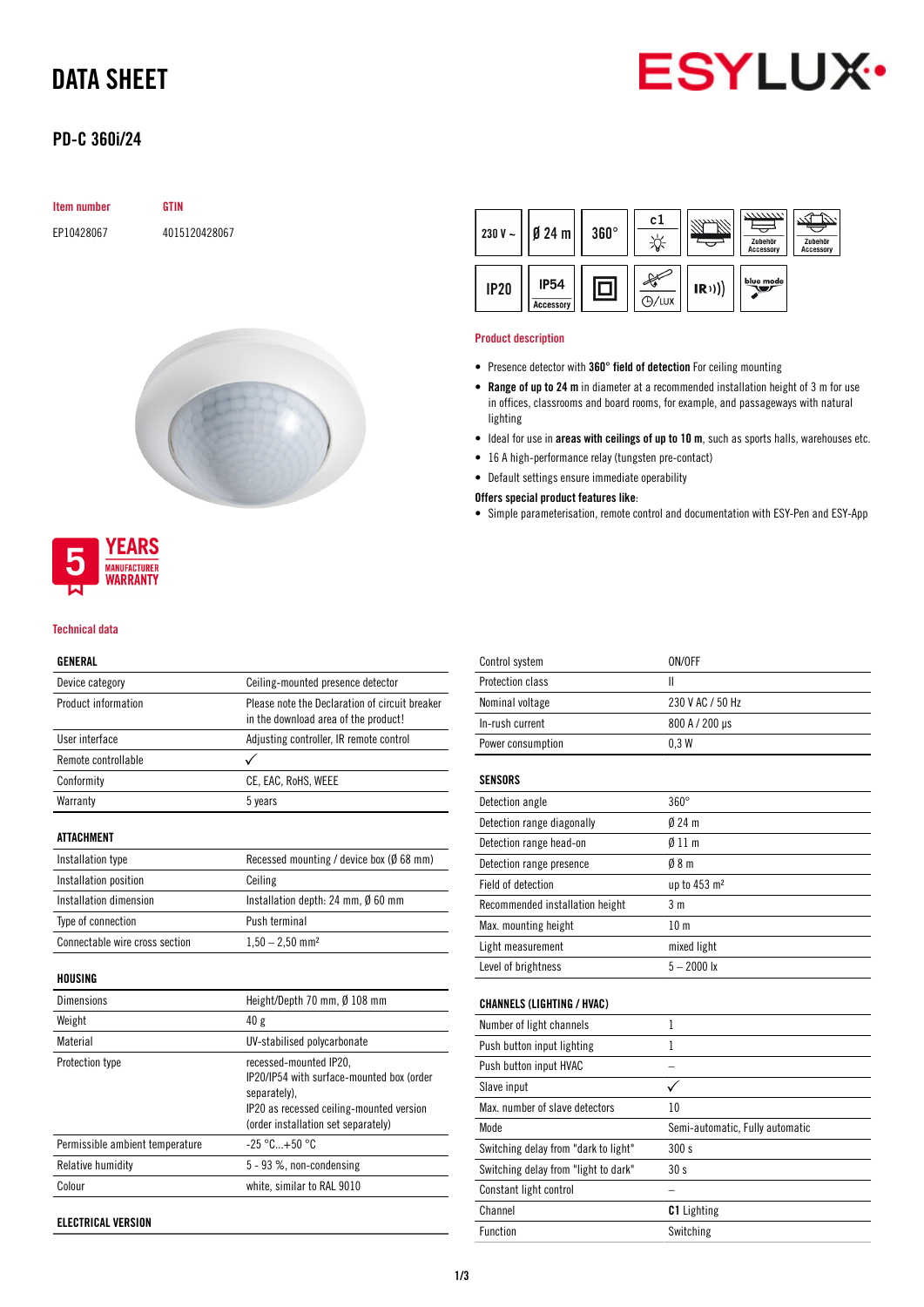# DATA SHEET

## PD-C 360i/24

| Item number | GTIN |
|---|---|
| EP10428067 | 4015120428067 |

### Product description

- Presence detector with **360° field of detection** For ceiling mounting
- **Range of up to 24 m** in diameter at a recommended installation height of 3 m for use in offices, classrooms and board rooms, for example, and passageways with natural lighting
- Ideal for use in **areas with ceilings of up to 10 m**, such as sports halls, warehouses etc.
- 16 A high-performance relay (tungsten pre-contact)
- Default settings ensure immediate operability

**Offers special product features like**:

- Simple parameterisation, remote control and documentation with ESY-Pen and ESY-App

5 YEARS MANUFACTURER WARRANTY

### Technical data

| GENERAL | |
|---|---|
| Device category | Ceiling-mounted presence detector |
| Product information | Please note the Declaration of circuit breaker in the download area of the product! |
| User interface | Adjusting controller, IR remote control |
| Remote controllable | ✓ |
| Conformity | CE, EAC, RoHS, WEEE |
| Warranty | 5 years |

| ATTACHMENT | |
|---|---|
| Installation type | Recessed mounting / device box (Ø 68 mm) |
| Installation position | Ceiling |
| Installation dimension | Installation depth: 24 mm, Ø 60 mm |
| Type of connection | Push terminal |
| Connectable wire cross section | 1,50 – 2,50 mm² |

| HOUSING | |
|---|---|
| Dimensions | Height/Depth 70 mm, Ø 108 mm |
| Weight | 40 g |
| Material | UV-stabilised polycarbonate |
| Protection type | recessed-mounted IP20, IP20/IP54 with surface-mounted box (order separately), IP20 as recessed ceiling-mounted version (order installation set separately) |
| Permissible ambient temperature | -25 °C...+50 °C |
| Relative humidity | 5 - 93 %, non-condensing |
| Colour | white, similar to RAL 9010 |

| ELECTRICAL VERSION | |
|---|---|
| Control system | ON/OFF |
| Protection class | II |
| Nominal voltage | 230 V AC / 50 Hz |
| In-rush current | 800 A / 200 µs |
| Power consumption | 0,3 W |

| SENSORS | |
|---|---|
| Detection angle | 360° |
| Detection range diagonally | Ø 24 m |
| Detection range head-on | Ø 11 m |
| Detection range presence | Ø 8 m |
| Field of detection | up to 453 m² |
| Recommended installation height | 3 m |
| Max. mounting height | 10 m |
| Light measurement | mixed light |
| Level of brightness | 5 – 2000 lx |

| CHANNELS (LIGHTING / HVAC) | |
|---|---|
| Number of light channels | 1 |
| Push button input lighting | 1 |
| Push button input HVAC | – |
| Slave input | ✓ |
| Max. number of slave detectors | 10 |
| Mode | Semi-automatic, Fully automatic |
| Switching delay from "dark to light" | 300 s |
| Switching delay from "light to dark" | 30 s |
| Constant light control | – |
| Channel | **C1** Lighting |
| Function | Switching |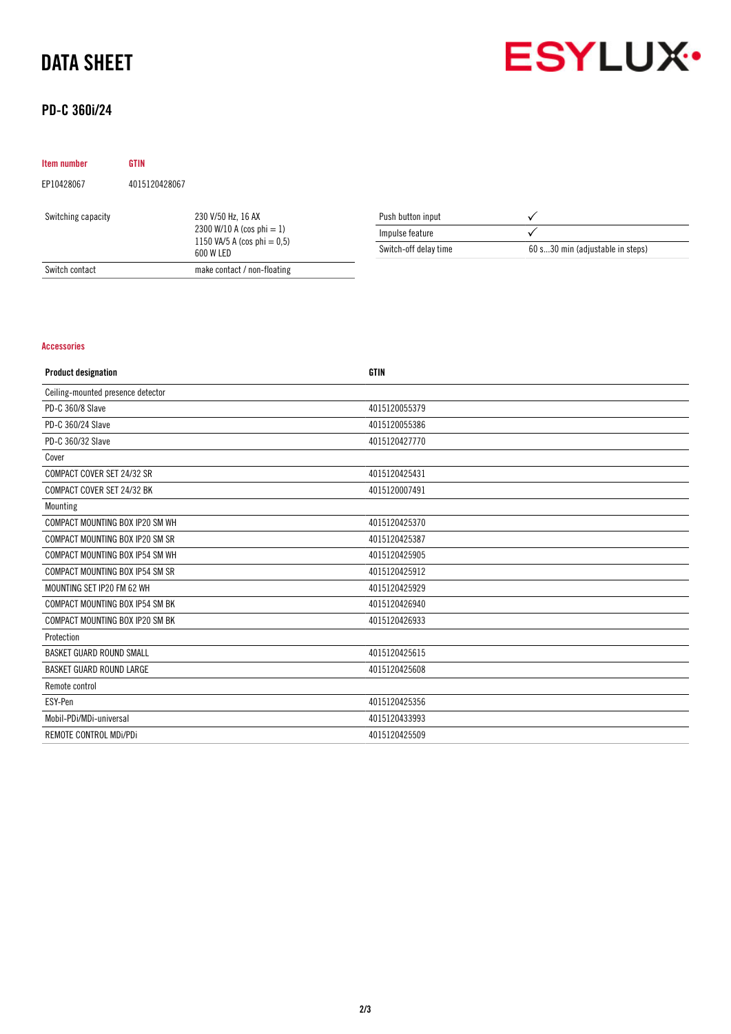# DATA SHEET

## PD-C 360i/24

| Item number | GTIN |
|---|---|
| EP10428067 | 4015120428067 |

| | |
|---|---|
| Switching capacity | 230 V/50 Hz, 16 AX<br>2300 W/10 A (cos phi = 1)<br>1150 VA/5 A (cos phi = 0,5)<br>600 W LED |
| Switch contact | make contact / non-floating |

| | |
|---|---|
| Push button input | ✓ |
| Impulse feature | ✓ |
| Switch-off delay time | 60 s...30 min (adjustable in steps) |

### Accessories

| Product designation | GTIN |
|---|---|
| Ceiling-mounted presence detector | |
| PD-C 360/8 Slave | 4015120055379 |
| PD-C 360/24 Slave | 4015120055386 |
| PD-C 360/32 Slave | 4015120427770 |
| Cover | |
| COMPACT COVER SET 24/32 SR | 4015120425431 |
| COMPACT COVER SET 24/32 BK | 4015120007491 |
| Mounting | |
| COMPACT MOUNTING BOX IP20 SM WH | 4015120425370 |
| COMPACT MOUNTING BOX IP20 SM SR | 4015120425387 |
| COMPACT MOUNTING BOX IP54 SM WH | 4015120425905 |
| COMPACT MOUNTING BOX IP54 SM SR | 4015120425912 |
| MOUNTING SET IP20 FM 62 WH | 4015120425929 |
| COMPACT MOUNTING BOX IP54 SM BK | 4015120426940 |
| COMPACT MOUNTING BOX IP20 SM BK | 4015120426933 |
| Protection | |
| BASKET GUARD ROUND SMALL | 4015120425615 |
| BASKET GUARD ROUND LARGE | 4015120425608 |
| Remote control | |
| ESY-Pen | 4015120425356 |
| Mobil-PDi/MDi-universal | 4015120433993 |
| REMOTE CONTROL MDi/PDi | 4015120425509 |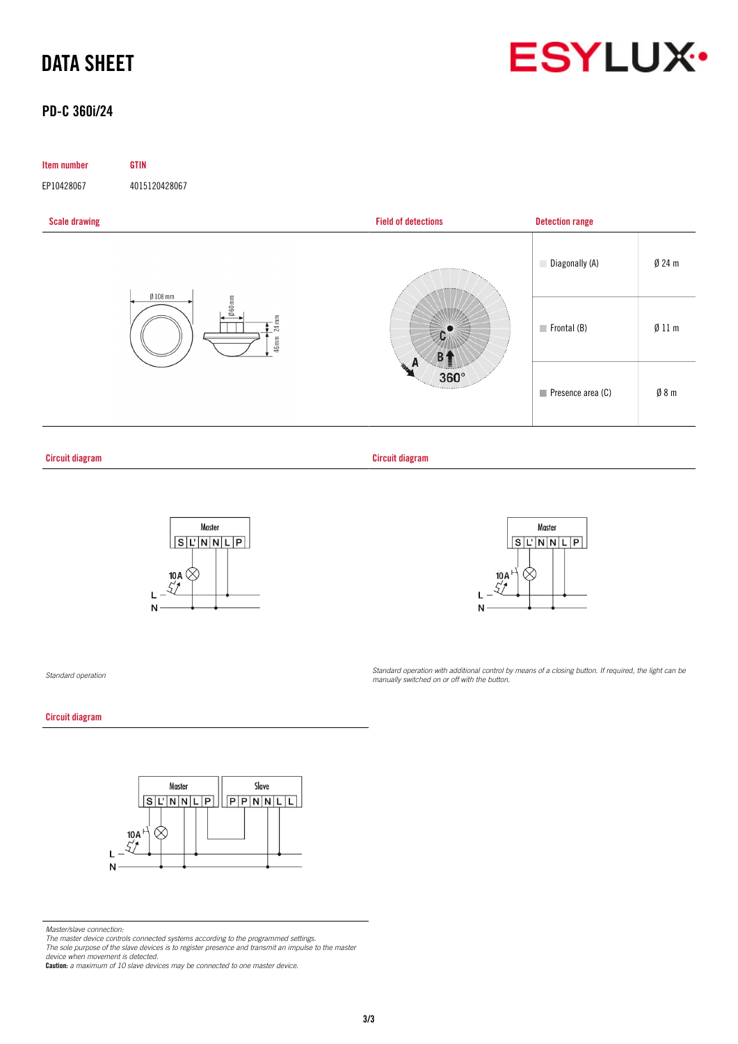# DATA SHEET

## PD-C 360i/24

| Item number | GTIN |
|---|---|
| EP10428067 | 4015120428067 |

### Scale drawing

Ø 108 mm

Ø 60 mm

24 mm

46 mm

### Field of detections

A

B

C

360°

### Detection range

| | |
|---|---|
| Diagonally (A) | Ø 24 m |
| Frontal (B) | Ø 11 m |
| Presence area (C) | Ø 8 m |

### Circuit diagram

Master

S L' N N L P

10 A

L

N

*Standard operation*

### Circuit diagram

Master

S L' N N L P

10 A

L

N

*Standard operation with additional control by means of a closing button. If required, the light can be manually switched on or off with the button.*

### Circuit diagram

Master

S L' N N L P

Slave

P P N N L L

10 A

L

N

*Master/slave connection:*
*The master device controls connected systems according to the programmed settings.*
*The sole purpose of the slave devices is to register presence and transmit an impulse to the master device when movement is detected.*
**Caution:** *a maximum of 10 slave devices may be connected to one master device.*